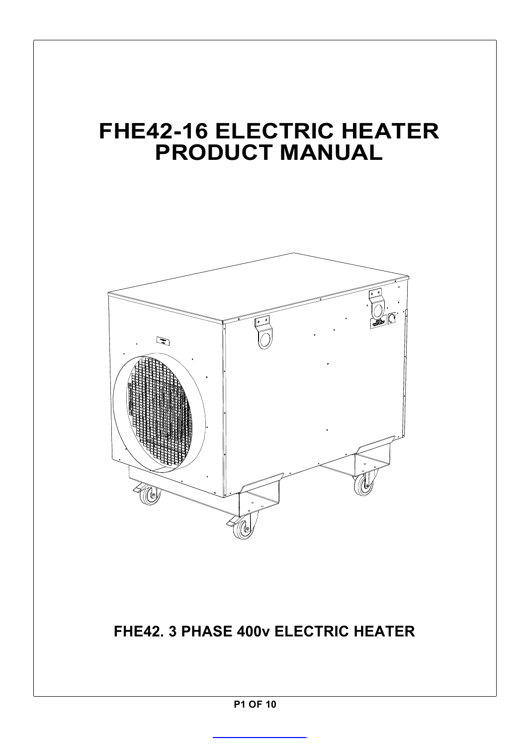# FHE42-16 ELECTRIC HEATER PRODUCT MANUAL

**FHE42. 3 PHASE 400v ELECTRIC HEATER**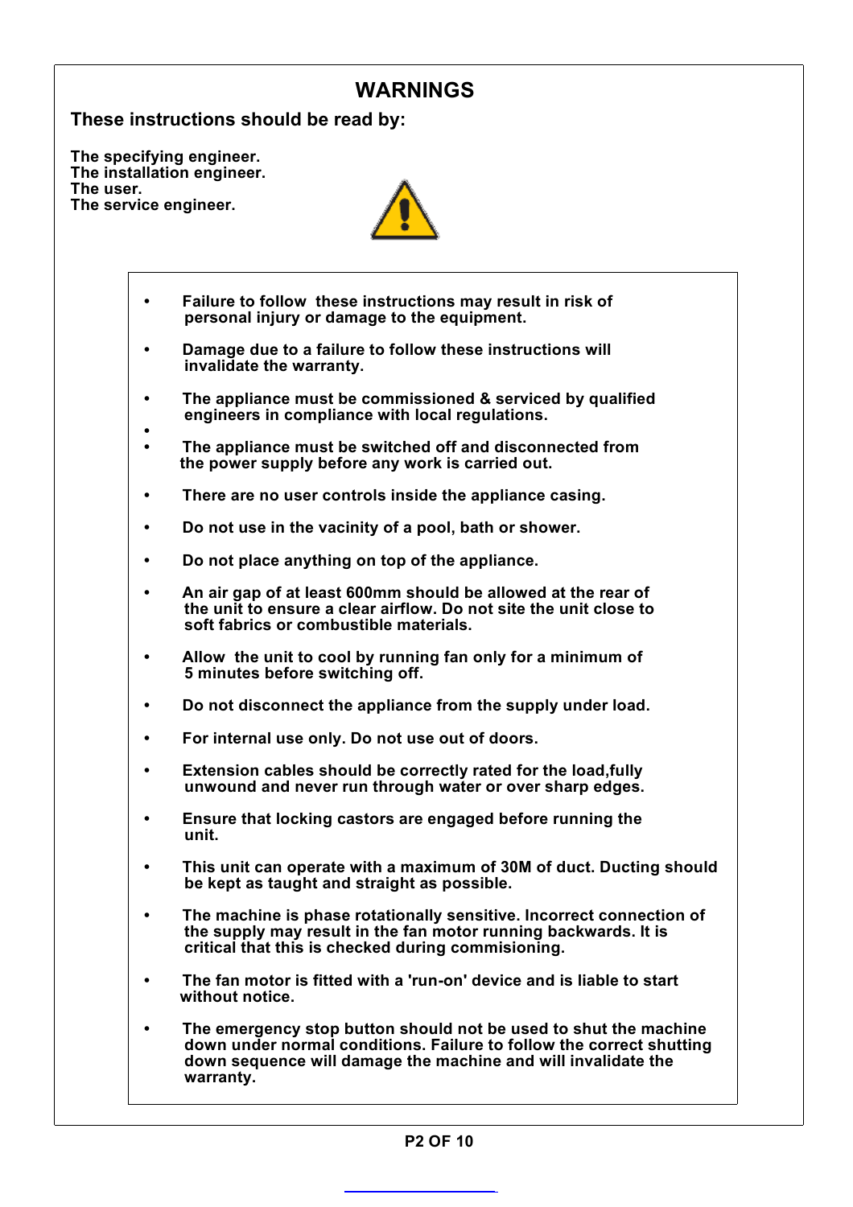# WARNINGS

## These instructions should be read by:

**The specifying engineer.**
**The installation engineer.**
**The user.**
**The service engineer.**

- **Failure to follow these instructions may result in risk of personal injury or damage to the equipment.**
- **Damage due to a failure to follow these instructions will invalidate the warranty.**
- **The appliance must be commissioned & serviced by qualified engineers in compliance with local regulations.**
- **The appliance must be switched off and disconnected from the power supply before any work is carried out.**
- **There are no user controls inside the appliance casing.**
- **Do not use in the vacinity of a pool, bath or shower.**
- **Do not place anything on top of the appliance.**
- **An air gap of at least 600mm should be allowed at the rear of the unit to ensure a clear airflow. Do not site the unit close to soft fabrics or combustible materials.**
- **Allow the unit to cool by running fan only for a minimum of 5 minutes before switching off.**
- **Do not disconnect the appliance from the supply under load.**
- **For internal use only. Do not use out of doors.**
- **Extension cables should be correctly rated for the load,fully unwound and never run through water or over sharp edges.**
- **Ensure that locking castors are engaged before running the unit.**
- **This unit can operate with a maximum of 30M of duct. Ducting should be kept as taught and straight as possible.**
- **The machine is phase rotationally sensitive. Incorrect connection of the supply may result in the fan motor running backwards. It is critical that this is checked during commisioning.**
- **The fan motor is fitted with a 'run-on' device and is liable to start without notice.**
- **The emergency stop button should not be used to shut the machine down under normal conditions. Failure to follow the correct shutting down sequence will damage the machine and will invalidate the warranty.**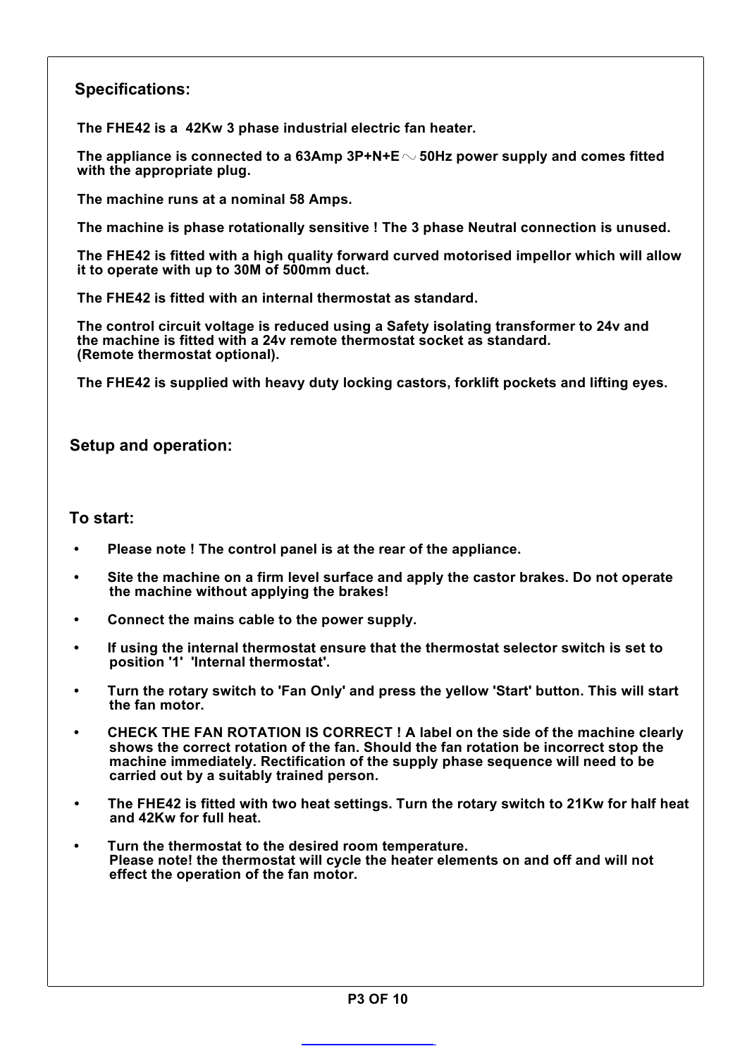## Specifications:

**The FHE42 is a 42Kw 3 phase industrial electric fan heater.**

**The appliance is connected to a 63Amp 3P+N+E ∿ 50Hz power supply and comes fitted with the appropriate plug.**

**The machine runs at a nominal 58 Amps.**

**The machine is phase rotationally sensitive ! The 3 phase Neutral connection is unused.**

**The FHE42 is fitted with a high quality forward curved motorised impellor which will allow it to operate with up to 30M of 500mm duct.**

**The FHE42 is fitted with an internal thermostat as standard.**

**The control circuit voltage is reduced using a Safety isolating transformer to 24v and the machine is fitted with a 24v remote thermostat socket as standard. (Remote thermostat optional).**

**The FHE42 is supplied with heavy duty locking castors, forklift pockets and lifting eyes.**

## Setup and operation:

## To start:

- **Please note ! The control panel is at the rear of the appliance.**
- **Site the machine on a firm level surface and apply the castor brakes. Do not operate the machine without applying the brakes!**
- **Connect the mains cable to the power supply.**
- **If using the internal thermostat ensure that the thermostat selector switch is set to position '1' 'Internal thermostat'.**
- **Turn the rotary switch to 'Fan Only' and press the yellow 'Start' button. This will start the fan motor.**
- **CHECK THE FAN ROTATION IS CORRECT ! A label on the side of the machine clearly shows the correct rotation of the fan. Should the fan rotation be incorrect stop the machine immediately. Rectification of the supply phase sequence will need to be carried out by a suitably trained person.**
- **The FHE42 is fitted with two heat settings. Turn the rotary switch to 21Kw for half heat and 42Kw for full heat.**
- **Turn the thermostat to the desired room temperature.**
  **Please note! the thermostat will cycle the heater elements on and off and will not effect the operation of the fan motor.**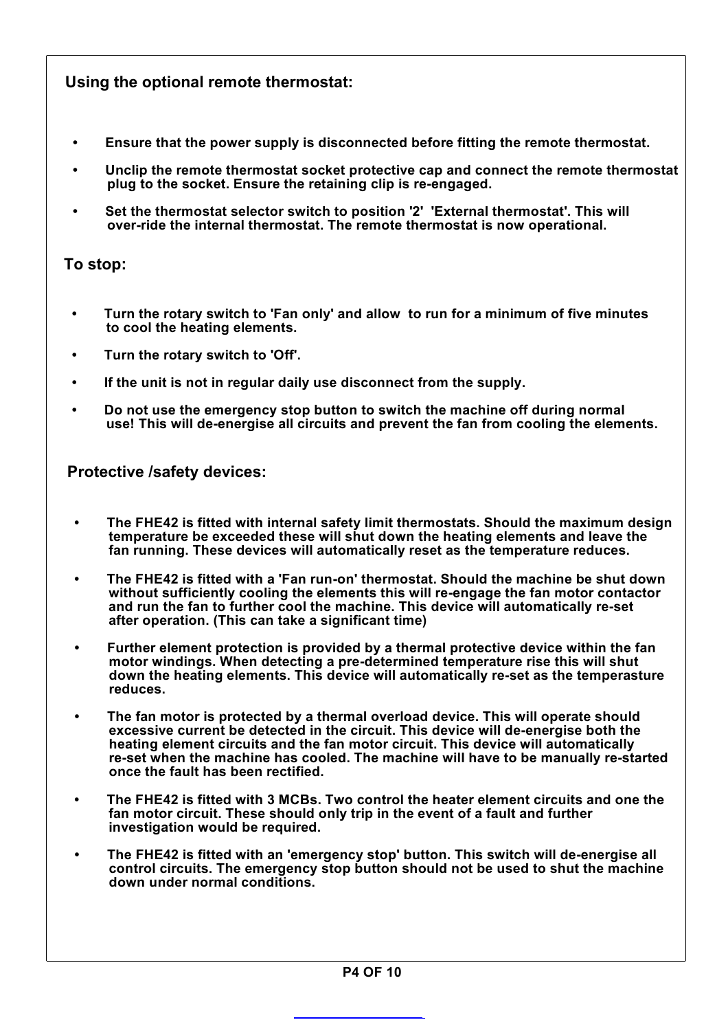## Using the optional remote thermostat:

- **Ensure that the power supply is disconnected before fitting the remote thermostat.**
- **Unclip the remote thermostat socket protective cap and connect the remote thermostat plug to the socket. Ensure the retaining clip is re-engaged.**
- **Set the thermostat selector switch to position '2' 'External thermostat'. This will over-ride the internal thermostat. The remote thermostat is now operational.**

## To stop:

- **Turn the rotary switch to 'Fan only' and allow to run for a minimum of five minutes to cool the heating elements.**
- **Turn the rotary switch to 'Off'.**
- **If the unit is not in regular daily use disconnect from the supply.**
- **Do not use the emergency stop button to switch the machine off during normal use! This will de-energise all circuits and prevent the fan from cooling the elements.**

## Protective /safety devices:

- **The FHE42 is fitted with internal safety limit thermostats. Should the maximum design temperature be exceeded these will shut down the heating elements and leave the fan running. These devices will automatically reset as the temperature reduces.**
- **The FHE42 is fitted with a 'Fan run-on' thermostat. Should the machine be shut down without sufficiently cooling the elements this will re-engage the fan motor contactor and run the fan to further cool the machine. This device will automatically re-set after operation. (This can take a significant time)**
- **Further element protection is provided by a thermal protective device within the fan motor windings. When detecting a pre-determined temperature rise this will shut down the heating elements. This device will automatically re-set as the temperasture reduces.**
- **The fan motor is protected by a thermal overload device. This will operate should excessive current be detected in the circuit. This device will de-energise both the heating element circuits and the fan motor circuit. This device will automatically re-set when the machine has cooled. The machine will have to be manually re-started once the fault has been rectified.**
- **The FHE42 is fitted with 3 MCBs. Two control the heater element circuits and one the fan motor circuit. These should only trip in the event of a fault and further investigation would be required.**
- **The FHE42 is fitted with an 'emergency stop' button. This switch will de-energise all control circuits. The emergency stop button should not be used to shut the machine down under normal conditions.**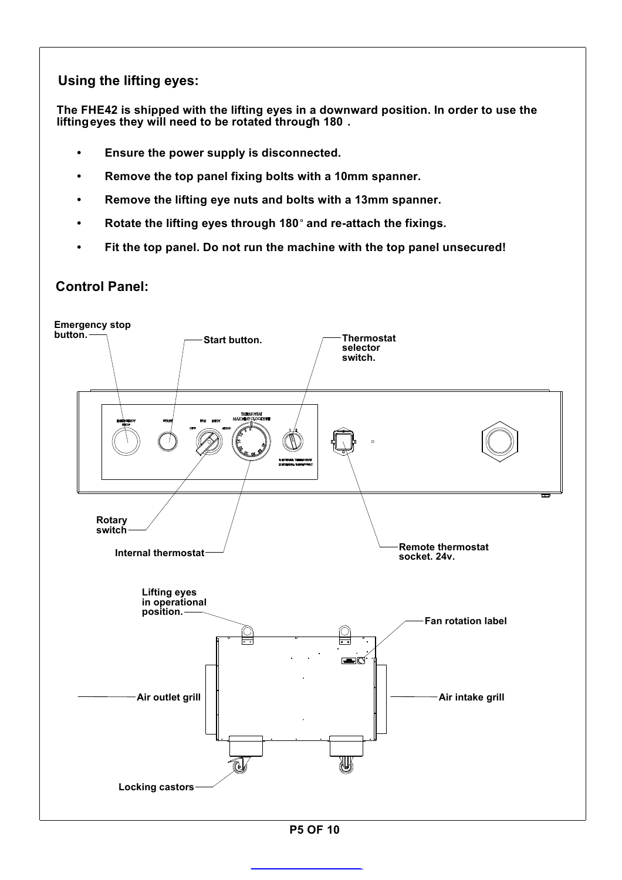## Using the lifting eyes:

**The FHE42 is shipped with the lifting eyes in a downward position. In order to use the lifting eyes they will need to be rotated through 180° .**

- **Ensure the power supply is disconnected.**
- **Remove the top panel fixing bolts with a 10mm spanner.**
- **Remove the lifting eye nuts and bolts with a 13mm spanner.**
- **Rotate the lifting eyes through 180° and re-attach the fixings.**
- **Fit the top panel. Do not run the machine with the top panel unsecured!**

## Control Panel:

**Emergency stop button.**

**Start button.**

**Thermostat selector switch.**

**Rotary switch**

**Internal thermostat**

**Remote thermostat socket. 24v.**

**Lifting eyes in operational position.**

**Fan rotation label**

**Air outlet grill**

**Air intake grill**

**Locking castors**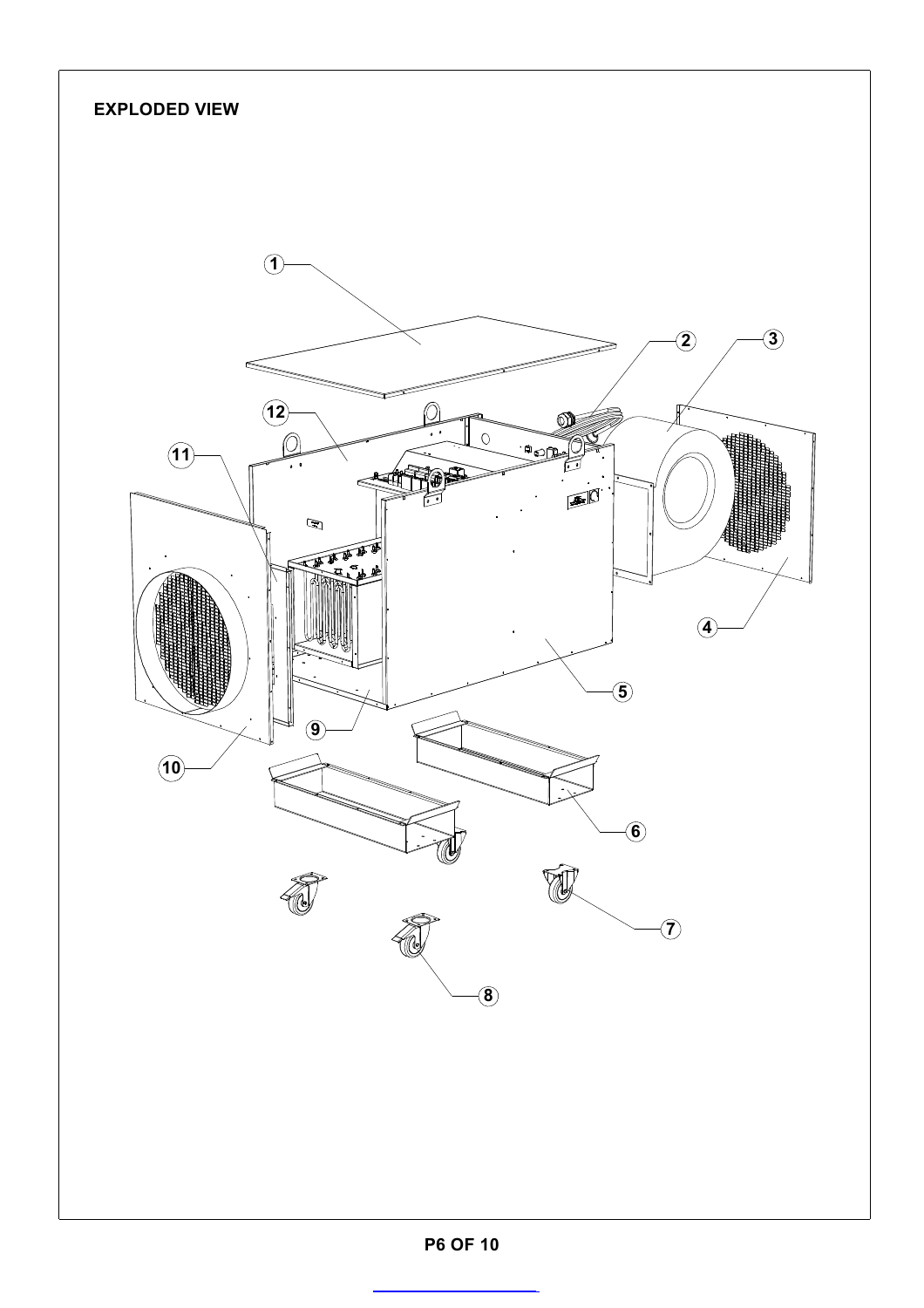# EXPLODED VIEW

1 2 3 12 11 4 5 9 10 6 7 8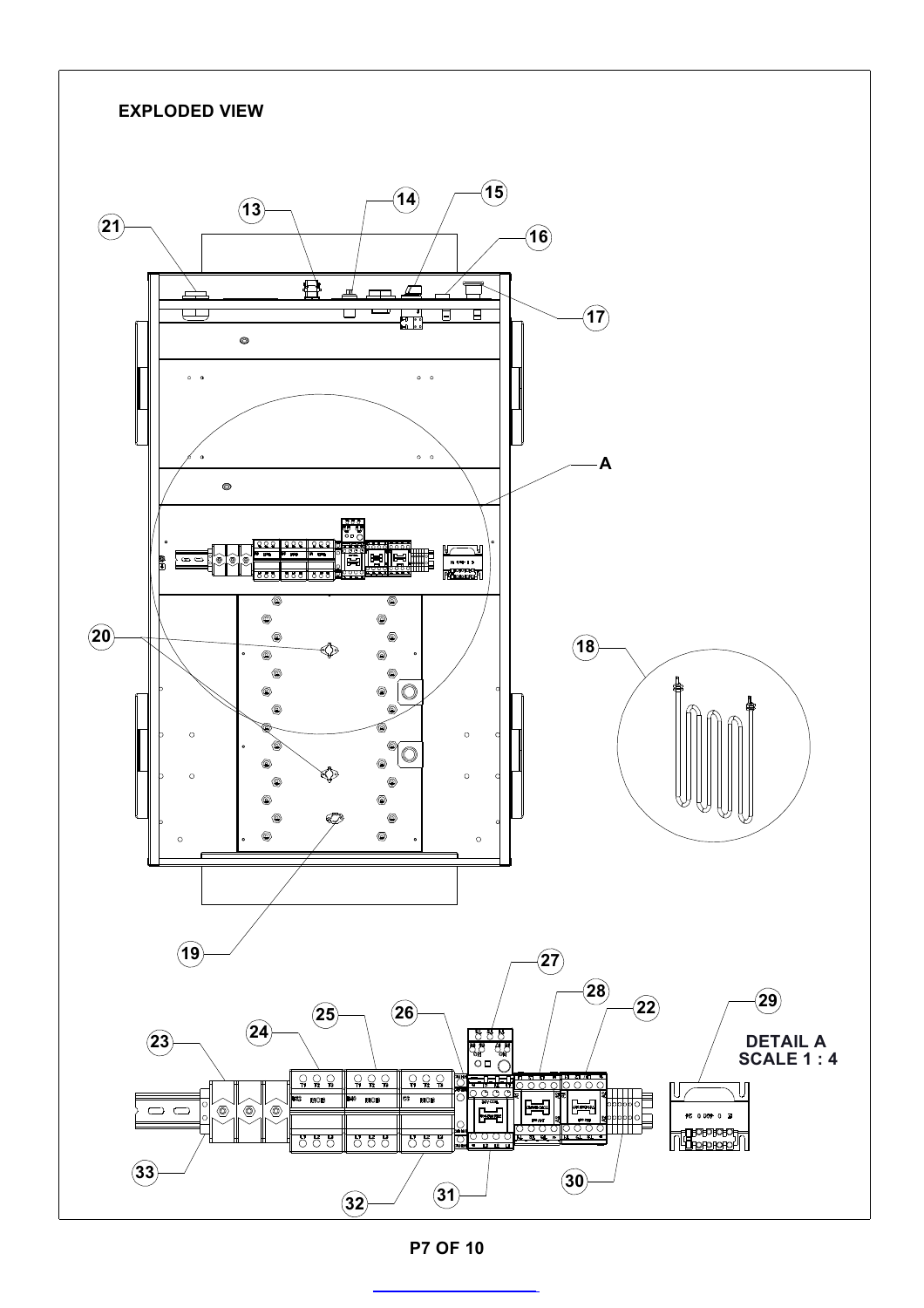# EXPLODED VIEW

13 14 15 16 17 21

A

18

20

19

27 28 22 29

25 26

23 24

**DETAIL A**
**SCALE 1 : 4**

33

32 31 30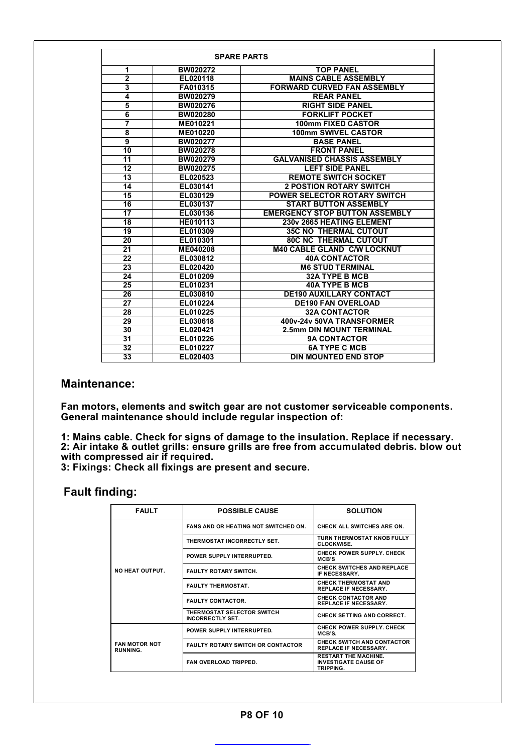| SPARE PARTS | | |
|---|---|---|
| 1 | BW020272 | TOP PANEL |
| 2 | EL020118 | MAINS CABLE ASSEMBLY |
| 3 | FA010315 | FORWARD CURVED FAN ASSEMBLY |
| 4 | BW020279 | REAR PANEL |
| 5 | BW020276 | RIGHT SIDE PANEL |
| 6 | BW020280 | FORKLIFT POCKET |
| 7 | ME010221 | 100mm FIXED CASTOR |
| 8 | ME010220 | 100mm SWIVEL CASTOR |
| 9 | BW020277 | BASE PANEL |
| 10 | BW020278 | FRONT PANEL |
| 11 | BW020279 | GALVANISED CHASSIS ASSEMBLY |
| 12 | BW020275 | LEFT SIDE PANEL |
| 13 | EL020523 | REMOTE SWITCH SOCKET |
| 14 | EL030141 | 2 POSTION ROTARY SWITCH |
| 15 | EL030129 | POWER SELECTOR ROTARY SWITCH |
| 16 | EL030137 | START BUTTON ASSEMBLY |
| 17 | EL030136 | EMERGENCY STOP BUTTON ASSEMBLY |
| 18 | HE010113 | 230v 2665 HEATING ELEMENT |
| 19 | EL010309 | 35C NO THERMAL CUTOUT |
| 20 | EL010301 | 80C NC THERMAL CUTOUT |
| 21 | ME040208 | M40 CABLE GLAND C/W LOCKNUT |
| 22 | EL030812 | 40A CONTACTOR |
| 23 | EL020420 | M6 STUD TERMINAL |
| 24 | EL010209 | 32A TYPE B MCB |
| 25 | EL010231 | 40A TYPE B MCB |
| 26 | EL030810 | DE190 AUXILLARY CONTACT |
| 27 | EL010224 | DE190 FAN OVERLOAD |
| 28 | EL010225 | 32A CONTACTOR |
| 29 | EL030618 | 400v-24v 50VA TRANSFORMER |
| 30 | EL020421 | 2.5mm DIN MOUNT TERMINAL |
| 31 | EL010226 | 9A CONTACTOR |
| 32 | EL010227 | 6A TYPE C MCB |
| 33 | EL020403 | DIN MOUNTED END STOP |

## Maintenance:

**Fan motors, elements and switch gear are not customer serviceable components. General maintenance should include regular inspection of:**

**1: Mains cable. Check for signs of damage to the insulation. Replace if necessary.**
**2: Air intake & outlet grills: ensure grills are free from accumulated debris. blow out with compressed air if required.**
**3: Fixings: Check all fixings are present and secure.**

## Fault finding:

| FAULT | POSSIBLE CAUSE | SOLUTION |
|---|---|---|
| NO HEAT OUTPUT. | FANS AND OR HEATING NOT SWITCHED ON. | CHECK ALL SWITCHES ARE ON. |
| | THERMOSTAT INCORRECTLY SET. | TURN THERMOSTAT KNOB FULLY CLOCKWISE. |
| | POWER SUPPLY INTERRUPTED. | CHECK POWER SUPPLY. CHECK MCB'S |
| | FAULTY ROTARY SWITCH. | CHECK SWITCHES AND REPLACE IF NECESSARY. |
| | FAULTY THERMOSTAT. | CHECK THERMOSTAT AND REPLACE IF NECESSARY. |
| | FAULTY CONTACTOR. | CHECK CONTACTOR AND REPLACE IF NECESSARY. |
| | THERMOSTAT SELECTOR SWITCH INCORRECTLY SET. | CHECK SETTING AND CORRECT. |
| FAN MOTOR NOT RUNNING. | POWER SUPPLY INTERRUPTED. | CHECK POWER SUPPLY. CHECK MCB'S. |
| | FAULTY ROTARY SWITCH OR CONTACTOR | CHECK SWITCH AND CONTACTOR REPLACE IF NECESSARY. |
| | FAN OVERLOAD TRIPPED. | RESTART THE MACHINE. INVESTIGATE CAUSE OF TRIPPING. |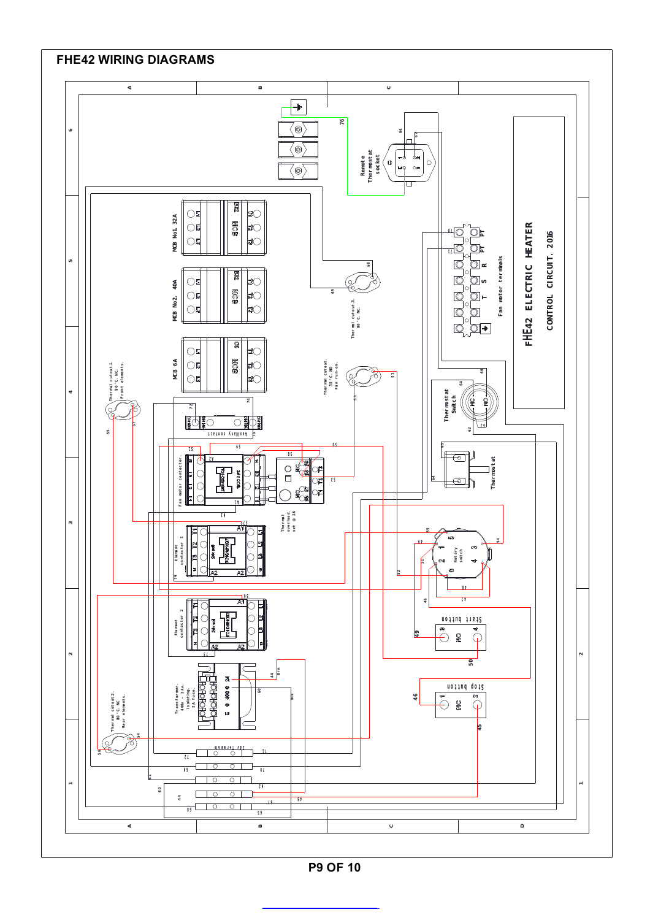# FHE42 WIRING DIAGRAMS

FHE42 ELECTRIC HEATER

CONTROL CIRCUIT. 2016

Remote Thermostat socket

Fan motor terminals

MCB No1. 32A

MCB No2. 40A

MCB 6A

Thermal cutout 1. 80°C. NC. Front elements.

Thermal cutout 2. 80°C. NC. Rear elements.

Thermal cutout 3. 80°C. NC.

Thermal cutout. 35°C. NO. Fan run-on.

Auxiliary contact

Fan motor contactor

Thermal overload. set @ 2A

Element contactor 1

Element contactor 2

Transformer. 400v - 24v. Isolating. 2A fuse.

24V Terminals

Thermostat Switch

Thermostat

Rotary switch

Start button

Stop button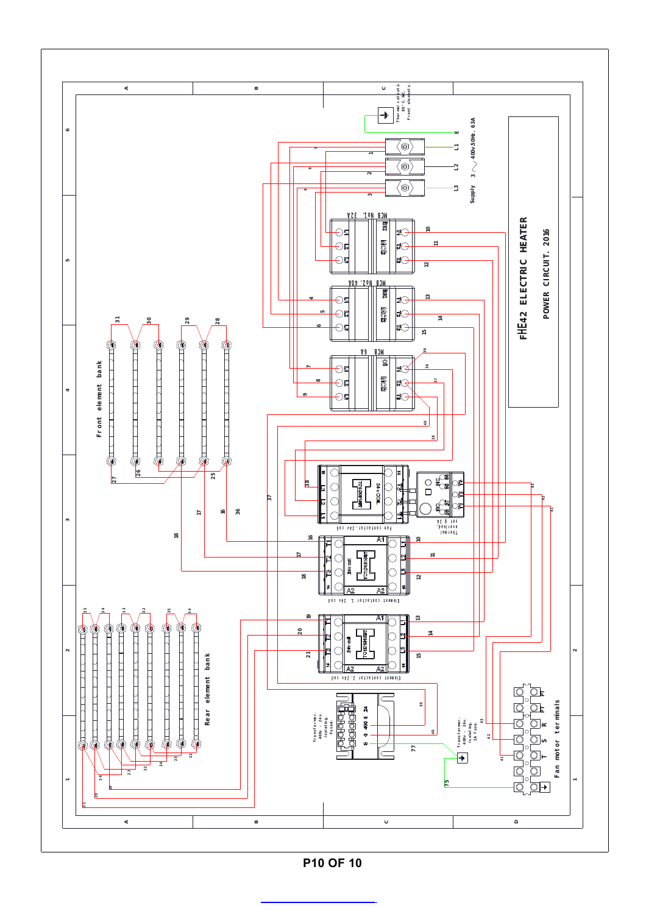# FHE42 ELECTRIC HEATER

## POWER CIRCUIT. 2016

Supply 3 ~ 400v 50Hz. 63A

E
L1
L2
L3

Thermal cutout 80°C NC. Front elements.

MCB No1. 32A

MCB No2. 40A

MCB 6A

Front element bank

Rear element bank

Fan contactor, 24v coil

Thermal overload, set to 2A

Element contactor 1, 24v coil

Element contactor 2, 24v coil

Transformer. 400v - 24v. Isolating. Fused.

Transformer. 400v - 24v. Isolating. 2A fuse.

Fan motor terminals

PT
PT
R
S
T